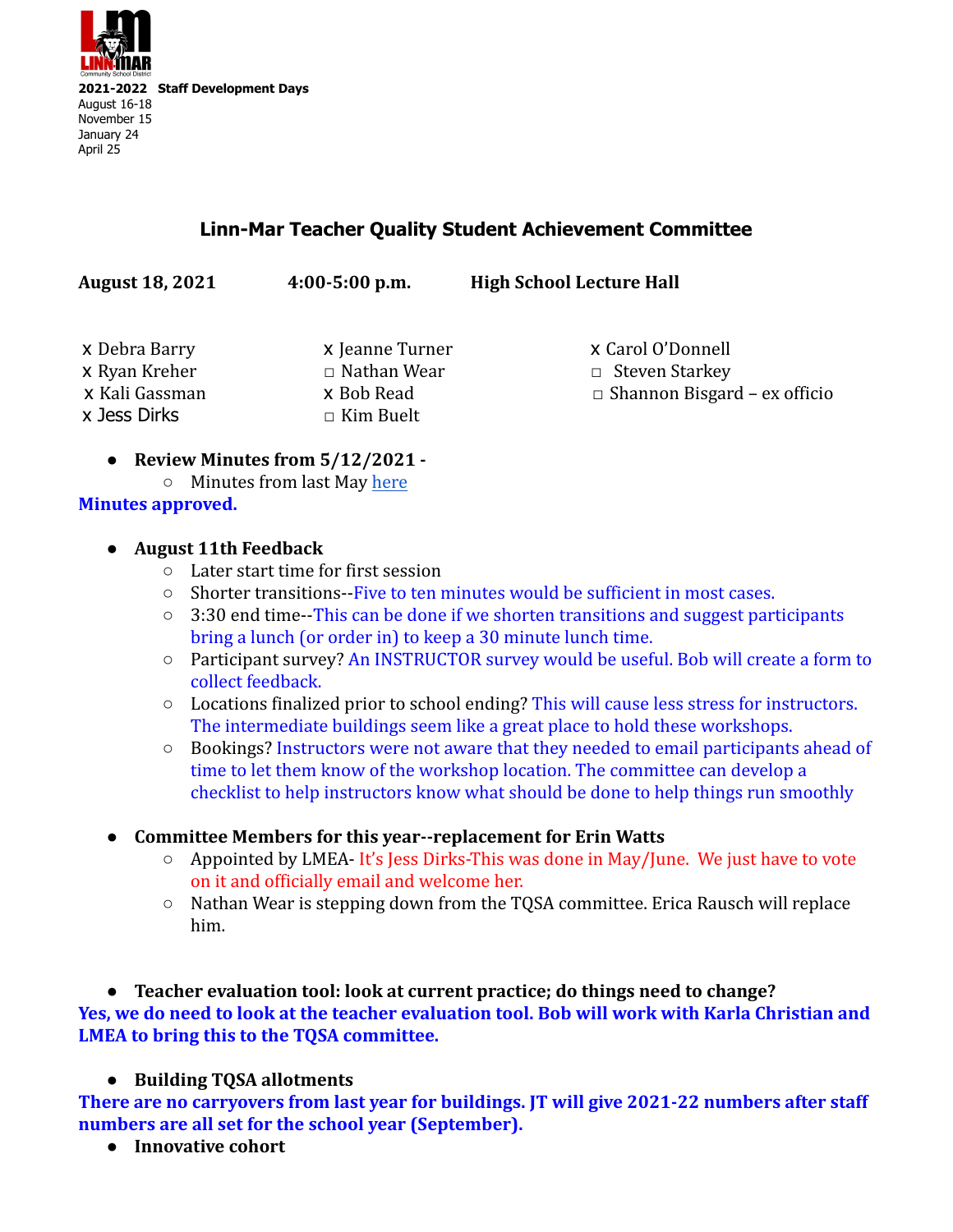**2021-2022 Staff Development Days**
August 16-18
November 15
January 24
April 25

## Linn-Mar Teacher Quality Student Achievement Committee

**August 18, 2021** **4:00-5:00 p.m.** **High School Lecture Hall**

| | | |
|---|---|---|
| x Debra Barry | x Jeanne Turner | x Carol O'Donnell |
| x Ryan Kreher | □ Nathan Wear | □ Steven Starkey |
| x Kali Gassman | x Bob Read | □ Shannon Bisgard – ex officio |
| x Jess Dirks | □ Kim Buelt | |

- **Review Minutes from 5/12/2021 -**
  - Minutes from last May here

**Minutes approved.**

- **August 11th Feedback**
  - Later start time for first session
  - Shorter transitions--Five to ten minutes would be sufficient in most cases.
  - 3:30 end time--This can be done if we shorten transitions and suggest participants bring a lunch (or order in) to keep a 30 minute lunch time.
  - Participant survey? An INSTRUCTOR survey would be useful. Bob will create a form to collect feedback.
  - Locations finalized prior to school ending? This will cause less stress for instructors. The intermediate buildings seem like a great place to hold these workshops.
  - Bookings? Instructors were not aware that they needed to email participants ahead of time to let them know of the workshop location. The committee can develop a checklist to help instructors know what should be done to help things run smoothly

- **Committee Members for this year--replacement for Erin Watts**
  - Appointed by LMEA- It's Jess Dirks-This was done in May/June. We just have to vote on it and officially email and welcome her.
  - Nathan Wear is stepping down from the TQSA committee. Erica Rausch will replace him.

- **Teacher evaluation tool: look at current practice; do things need to change?**

**Yes, we do need to look at the teacher evaluation tool. Bob will work with Karla Christian and LMEA to bring this to the TQSA committee.**

- **Building TQSA allotments**

**There are no carryovers from last year for buildings. JT will give 2021-22 numbers after staff numbers are all set for the school year (September).**

- **Innovative cohort**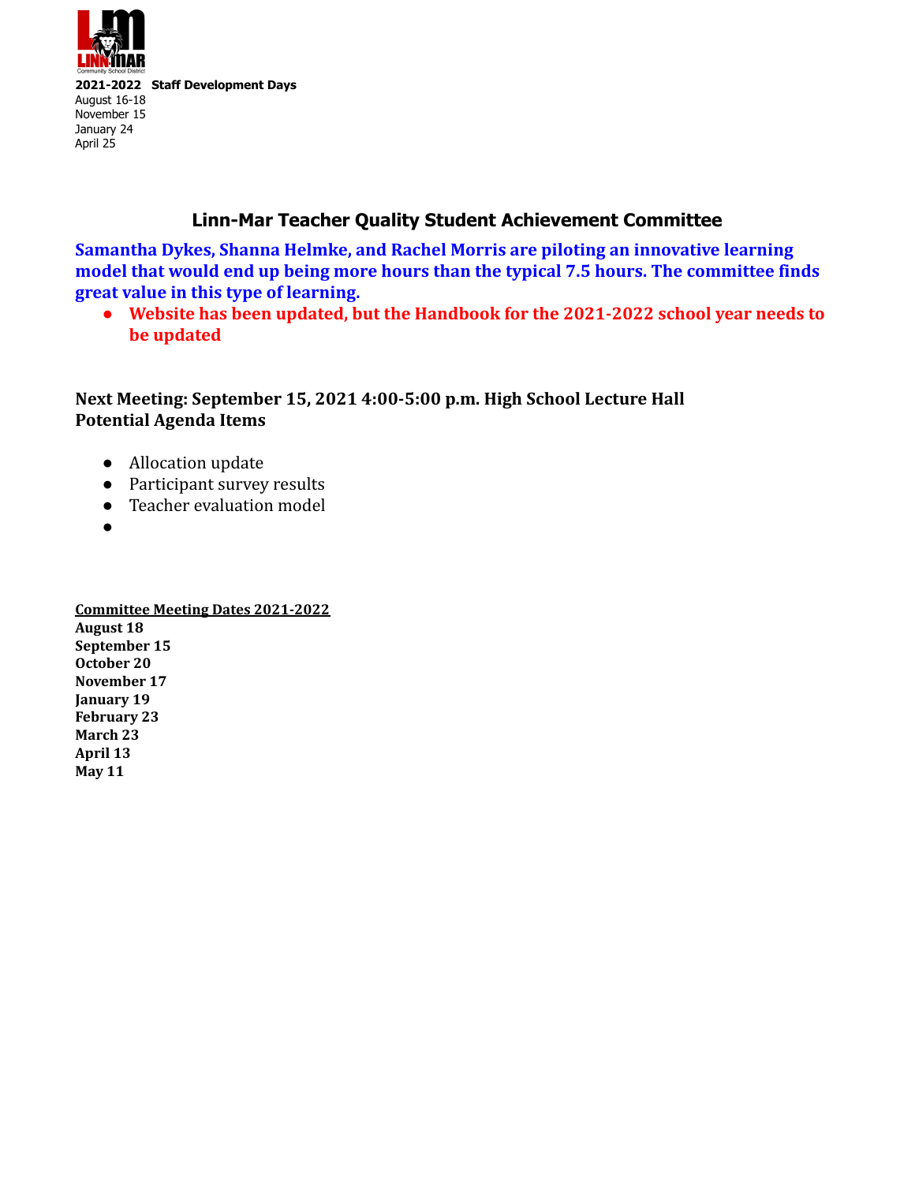**2021-2022 Staff Development Days**
August 16-18
November 15
January 24
April 25

## Linn-Mar Teacher Quality Student Achievement Committee

**Samantha Dykes, Shanna Helmke, and Rachel Morris are piloting an innovative learning model that would end up being more hours than the typical 7.5 hours. The committee finds great value in this type of learning.**

- **Website has been updated, but the Handbook for the 2021-2022 school year needs to be updated**

**Next Meeting: September 15, 2021 4:00-5:00 p.m. High School Lecture Hall**
**Potential Agenda Items**

- Allocation update
- Participant survey results
- Teacher evaluation model
-

**Committee Meeting Dates 2021-2022**
**August 18**
**September 15**
**October 20**
**November 17**
**January 19**
**February 23**
**March 23**
**April 13**
**May 11**